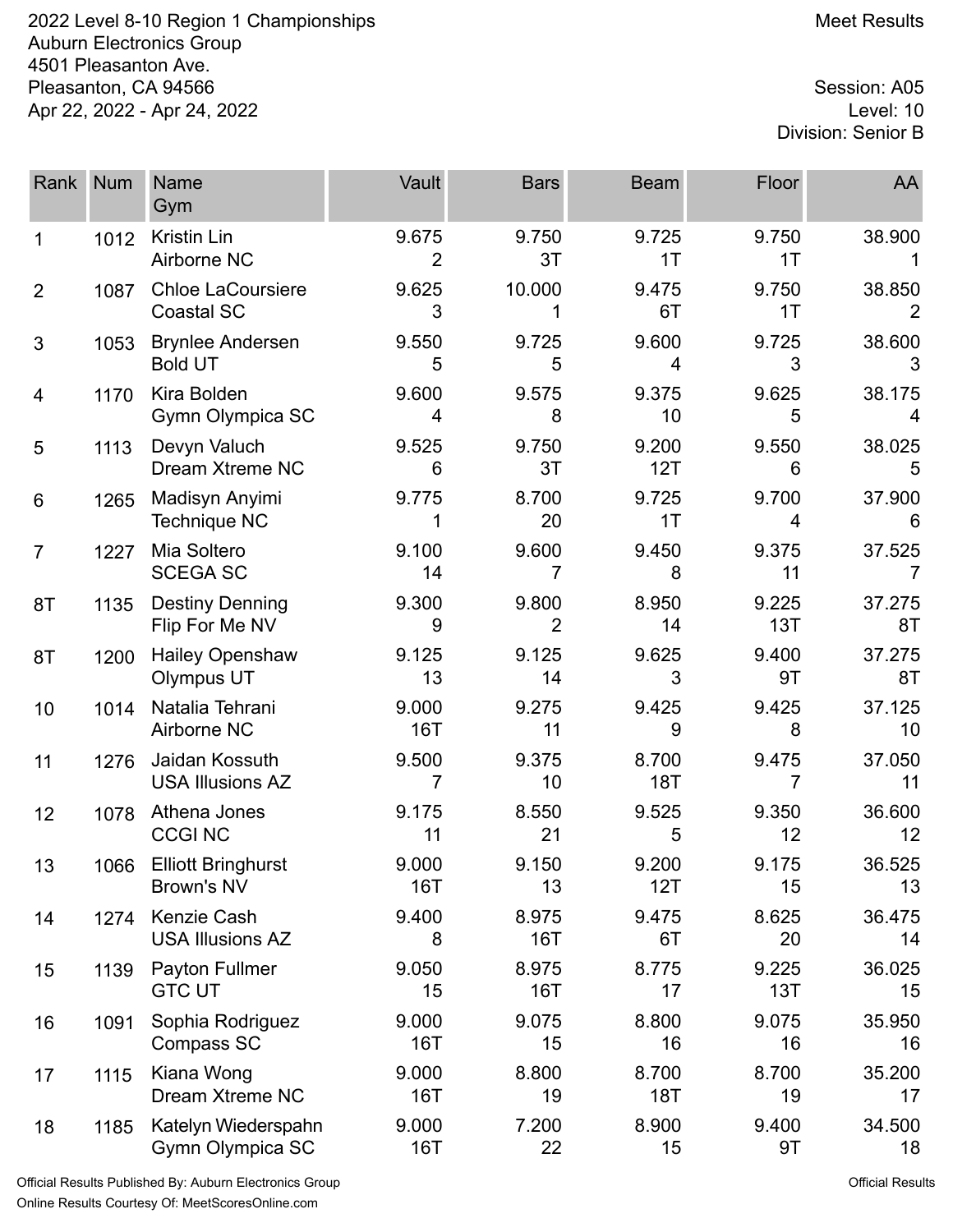2022 Level 8-10 Region 1 Championships
Auburn Electronics Group
4501 Pleasanton Ave.
Pleasanton, CA 94566
Apr 22, 2022 - Apr 24, 2022

Meet Results

Session: A05
Level: 10
Division: Senior B

| Rank | Num | Name / Gym | Vault | Bars | Beam | Floor | AA |
|---|---|---|---|---|---|---|---|
| 1 | 1012 | Kristin Lin<br>Airborne NC | 9.675<br>2 | 9.750<br>3T | 9.725<br>1T | 9.750<br>1T | 38.900<br>1 |
| 2 | 1087 | Chloe LaCoursiere<br>Coastal SC | 9.625<br>3 | 10.000<br>1 | 9.475<br>6T | 9.750<br>1T | 38.850<br>2 |
| 3 | 1053 | Brynlee Andersen<br>Bold UT | 9.550<br>5 | 9.725<br>5 | 9.600<br>4 | 9.725<br>3 | 38.600<br>3 |
| 4 | 1170 | Kira Bolden<br>Gymn Olympica SC | 9.600<br>4 | 9.575<br>8 | 9.375<br>10 | 9.625<br>5 | 38.175<br>4 |
| 5 | 1113 | Devyn Valuch<br>Dream Xtreme NC | 9.525<br>6 | 9.750<br>3T | 9.200<br>12T | 9.550<br>6 | 38.025<br>5 |
| 6 | 1265 | Madisyn Anyimi<br>Technique NC | 9.775<br>1 | 8.700<br>20 | 9.725<br>1T | 9.700<br>4 | 37.900<br>6 |
| 7 | 1227 | Mia Soltero<br>SCEGA SC | 9.100<br>14 | 9.600<br>7 | 9.450<br>8 | 9.375<br>11 | 37.525<br>7 |
| 8T | 1135 | Destiny Denning<br>Flip For Me NV | 9.300<br>9 | 9.800<br>2 | 8.950<br>14 | 9.225<br>13T | 37.275<br>8T |
| 8T | 1200 | Hailey Openshaw<br>Olympus UT | 9.125<br>13 | 9.125<br>14 | 9.625<br>3 | 9.400<br>9T | 37.275<br>8T |
| 10 | 1014 | Natalia Tehrani<br>Airborne NC | 9.000<br>16T | 9.275<br>11 | 9.425<br>9 | 9.425<br>8 | 37.125<br>10 |
| 11 | 1276 | Jaidan Kossuth<br>USA Illusions AZ | 9.500<br>7 | 9.375<br>10 | 8.700<br>18T | 9.475<br>7 | 37.050<br>11 |
| 12 | 1078 | Athena Jones<br>CCGI NC | 9.175<br>11 | 8.550<br>21 | 9.525<br>5 | 9.350<br>12 | 36.600<br>12 |
| 13 | 1066 | Elliott Bringhurst<br>Brown's NV | 9.000<br>16T | 9.150<br>13 | 9.200<br>12T | 9.175<br>15 | 36.525<br>13 |
| 14 | 1274 | Kenzie Cash<br>USA Illusions AZ | 9.400<br>8 | 8.975<br>16T | 9.475<br>6T | 8.625<br>20 | 36.475<br>14 |
| 15 | 1139 | Payton Fullmer<br>GTC UT | 9.050<br>15 | 8.975<br>16T | 8.775<br>17 | 9.225<br>13T | 36.025<br>15 |
| 16 | 1091 | Sophia Rodriguez<br>Compass SC | 9.000<br>16T | 9.075<br>15 | 8.800<br>16 | 9.075<br>16 | 35.950<br>16 |
| 17 | 1115 | Kiana Wong<br>Dream Xtreme NC | 9.000<br>16T | 8.800<br>19 | 8.700<br>18T | 8.700<br>19 | 35.200<br>17 |
| 18 | 1185 | Katelyn Wiederspahn<br>Gymn Olympica SC | 9.000<br>16T | 7.200<br>22 | 8.900<br>15 | 9.400<br>9T | 34.500<br>18 |

Official Results Published By: Auburn Electronics Group
Online Results Courtesy Of: MeetScoresOnline.com

Official Results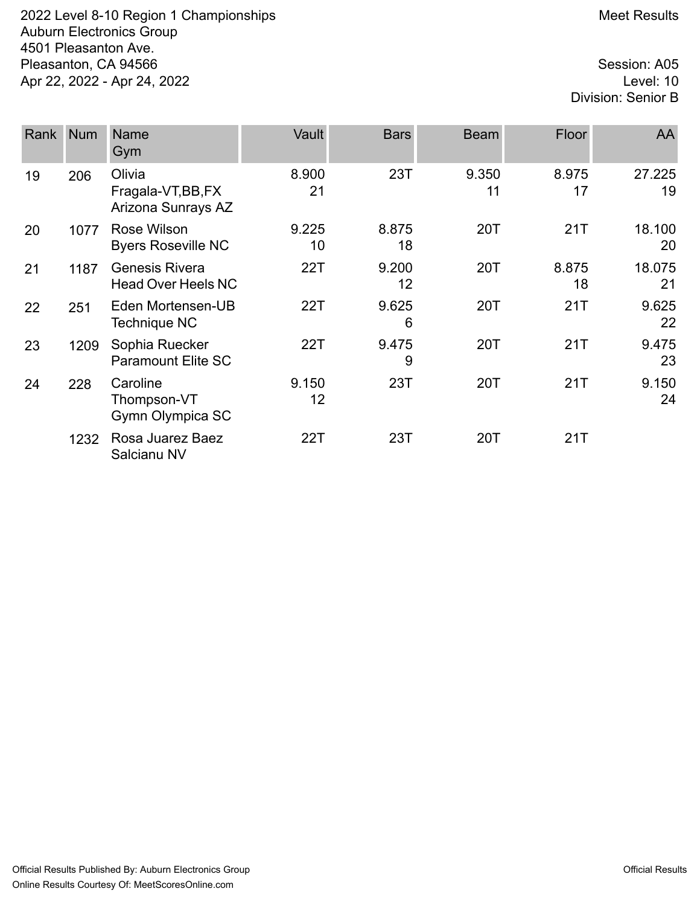2022 Level 8-10 Region 1 Championships
Auburn Electronics Group
4501 Pleasanton Ave.
Pleasanton, CA 94566
Apr 22, 2022 - Apr 24, 2022

Meet Results

Session: A05
Level: 10
Division: Senior B

| Rank | Num | Name<br>Gym | Vault | Bars | Beam | Floor | AA |
|---|---|---|---|---|---|---|---|
| 19 | 206 | Olivia Fragala-VT,BB,FX<br>Arizona Sunrays AZ | 8.900<br>21 | 23T | 9.350<br>11 | 8.975<br>17 | 27.225<br>19 |
| 20 | 1077 | Rose Wilson<br>Byers Roseville NC | 9.225<br>10 | 8.875<br>18 | 20T | 21T | 18.100<br>20 |
| 21 | 1187 | Genesis Rivera<br>Head Over Heels NC | 22T | 9.200<br>12 | 20T | 8.875<br>18 | 18.075<br>21 |
| 22 | 251 | Eden Mortensen-UB<br>Technique NC | 22T | 9.625<br>6 | 20T | 21T | 9.625<br>22 |
| 23 | 1209 | Sophia Ruecker<br>Paramount Elite SC | 22T | 9.475<br>9 | 20T | 21T | 9.475<br>23 |
| 24 | 228 | Caroline Thompson-VT<br>Gymn Olympica SC | 9.150<br>12 | 23T | 20T | 21T | 9.150<br>24 |
| | 1232 | Rosa Juarez Baez<br>Salcianu NV | 22T | 23T | 20T | 21T | |

Official Results Published By: Auburn Electronics Group
Online Results Courtesy Of: MeetScoresOnline.com

Official Results